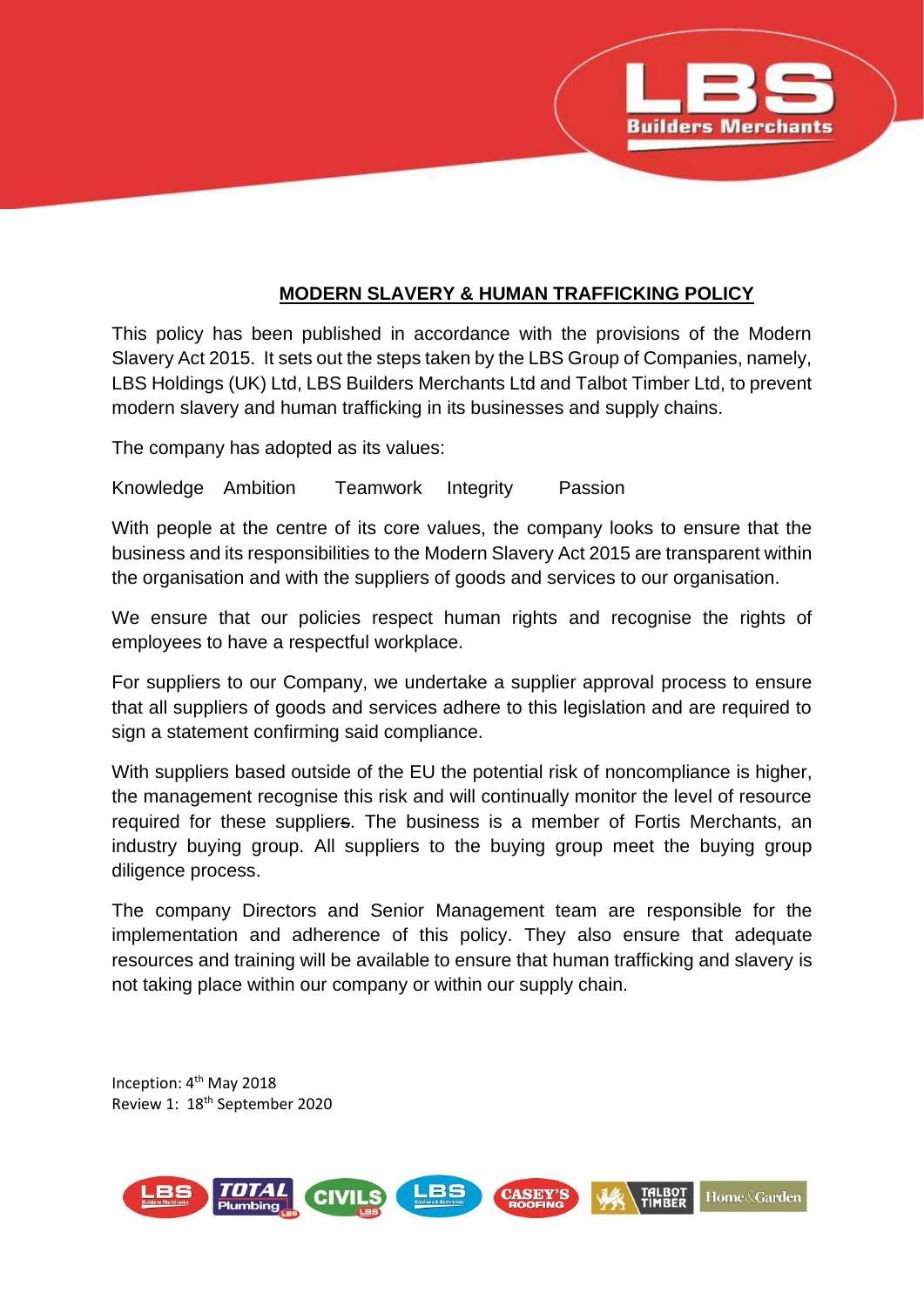## MODERN SLAVERY & HUMAN TRAFFICKING POLICY

This policy has been published in accordance with the provisions of the Modern Slavery Act 2015. It sets out the steps taken by the LBS Group of Companies, namely, LBS Holdings (UK) Ltd, LBS Builders Merchants Ltd and Talbot Timber Ltd, to prevent modern slavery and human trafficking in its businesses and supply chains.

The company has adopted as its values:

Knowledge Ambition Teamwork Integrity Passion

With people at the centre of its core values, the company looks to ensure that the business and its responsibilities to the Modern Slavery Act 2015 are transparent within the organisation and with the suppliers of goods and services to our organisation.

We ensure that our policies respect human rights and recognise the rights of employees to have a respectful workplace.

For suppliers to our Company, we undertake a supplier approval process to ensure that all suppliers of goods and services adhere to this legislation and are required to sign a statement confirming said compliance.

With suppliers based outside of the EU the potential risk of noncompliance is higher, the management recognise this risk and will continually monitor the level of resource required for these suppliers. The business is a member of Fortis Merchants, an industry buying group. All suppliers to the buying group meet the buying group diligence process.

The company Directors and Senior Management team are responsible for the implementation and adherence of this policy. They also ensure that adequate resources and training will be available to ensure that human trafficking and slavery is not taking place within our company or within our supply chain.

Inception: 4th May 2018
Review 1: 18th September 2020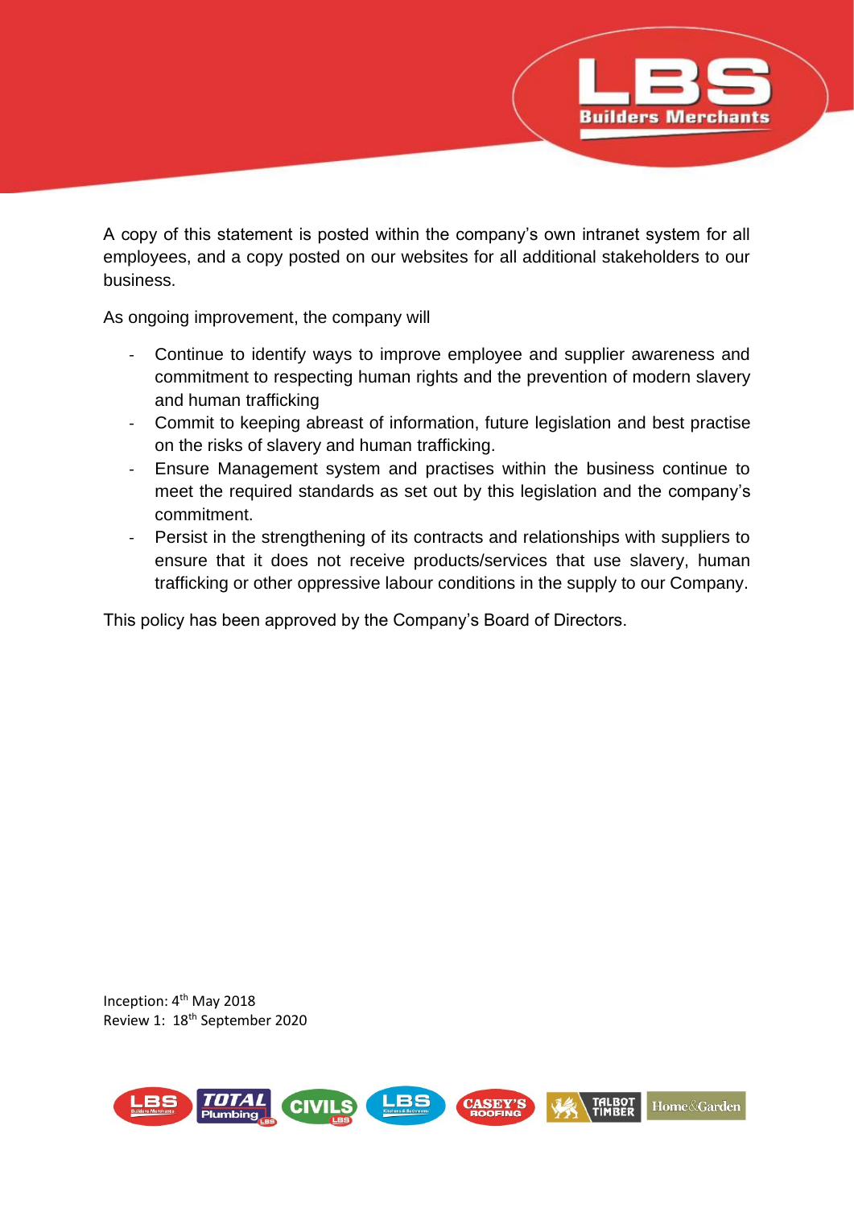A copy of this statement is posted within the company's own intranet system for all employees, and a copy posted on our websites for all additional stakeholders to our business.

As ongoing improvement, the company will

- Continue to identify ways to improve employee and supplier awareness and commitment to respecting human rights and the prevention of modern slavery and human trafficking
- Commit to keeping abreast of information, future legislation and best practise on the risks of slavery and human trafficking.
- Ensure Management system and practises within the business continue to meet the required standards as set out by this legislation and the company's commitment.
- Persist in the strengthening of its contracts and relationships with suppliers to ensure that it does not receive products/services that use slavery, human trafficking or other oppressive labour conditions in the supply to our Company.

This policy has been approved by the Company's Board of Directors.

Inception: 4th May 2018
Review 1: 18th September 2020